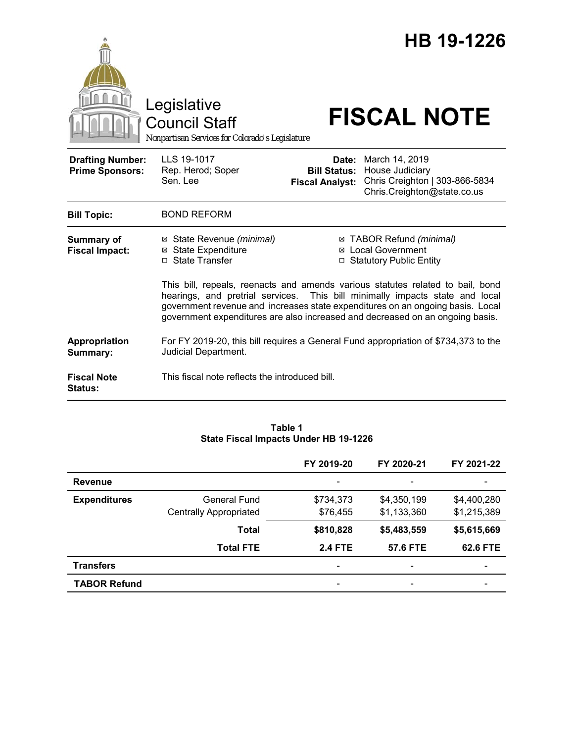# HB 19-1226

Legislative Council Staff

*Nonpartisan Services for Colorado's Legislature*

# FISCAL NOTE

| | | | |
|---|---|---|---|
| **Drafting Number:** | LLS 19-1017 | **Date:** | March 14, 2019 |
| **Prime Sponsors:** | Rep. Herod; Soper<br>Sen. Lee | **Bill Status:** | House Judiciary |
| | | **Fiscal Analyst:** | Chris Creighton \| 303-866-5834<br>Chris.Creighton@state.co.us |

| | |
|---|---|
| **Bill Topic:** | BOND REFORM |
| **Summary of Fiscal Impact:** | ☒ State Revenue *(minimal)*<br>☒ State Expenditure<br>☐ State Transfer<br>☒ TABOR Refund *(minimal)*<br>☒ Local Government<br>☐ Statutory Public Entity<br><br>This bill, repeals, reenacts and amends various statutes related to bail, bond hearings, and pretrial services. This bill minimally impacts state and local government revenue and increases state expenditures on an ongoing basis. Local government expenditures are also increased and decreased on an ongoing basis. |
| **Appropriation Summary:** | For FY 2019-20, this bill requires a General Fund appropriation of $734,373 to the Judicial Department. |
| **Fiscal Note Status:** | This fiscal note reflects the introduced bill. |

**Table 1**
**State Fiscal Impacts Under HB 19-1226**

| | | FY 2019-20 | FY 2020-21 | FY 2021-22 |
|---|---|---|---|---|
| **Revenue** | | - | - | - |
| **Expenditures** | General Fund | $734,373 | $4,350,199 | $4,400,280 |
| | Centrally Appropriated | $76,455 | $1,133,360 | $1,215,389 |
| | **Total** | **$810,828** | **$5,483,559** | **$5,615,669** |
| | **Total FTE** | **2.4 FTE** | **57.6 FTE** | **62.6 FTE** |
| **Transfers** | | - | - | - |
| **TABOR Refund** | | - | - | - |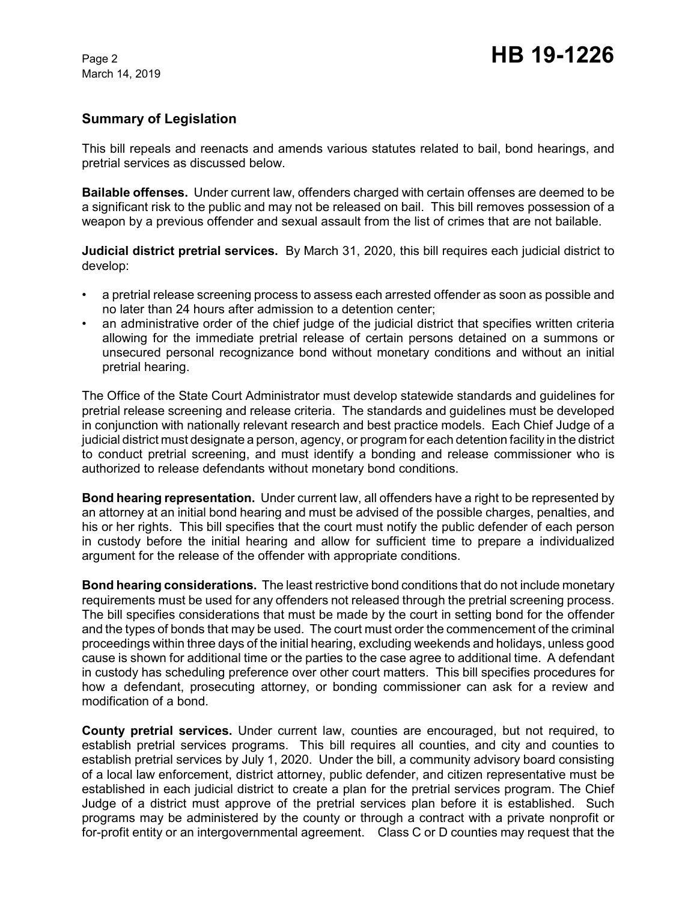## Summary of Legislation

This bill repeals and reenacts and amends various statutes related to bail, bond hearings, and pretrial services as discussed below.

**Bailable offenses.** Under current law, offenders charged with certain offenses are deemed to be a significant risk to the public and may not be released on bail. This bill removes possession of a weapon by a previous offender and sexual assault from the list of crimes that are not bailable.

**Judicial district pretrial services.** By March 31, 2020, this bill requires each judicial district to develop:

- a pretrial release screening process to assess each arrested offender as soon as possible and no later than 24 hours after admission to a detention center;
- an administrative order of the chief judge of the judicial district that specifies written criteria allowing for the immediate pretrial release of certain persons detained on a summons or unsecured personal recognizance bond without monetary conditions and without an initial pretrial hearing.

The Office of the State Court Administrator must develop statewide standards and guidelines for pretrial release screening and release criteria. The standards and guidelines must be developed in conjunction with nationally relevant research and best practice models. Each Chief Judge of a judicial district must designate a person, agency, or program for each detention facility in the district to conduct pretrial screening, and must identify a bonding and release commissioner who is authorized to release defendants without monetary bond conditions.

**Bond hearing representation.** Under current law, all offenders have a right to be represented by an attorney at an initial bond hearing and must be advised of the possible charges, penalties, and his or her rights. This bill specifies that the court must notify the public defender of each person in custody before the initial hearing and allow for sufficient time to prepare a individualized argument for the release of the offender with appropriate conditions.

**Bond hearing considerations.** The least restrictive bond conditions that do not include monetary requirements must be used for any offenders not released through the pretrial screening process. The bill specifies considerations that must be made by the court in setting bond for the offender and the types of bonds that may be used. The court must order the commencement of the criminal proceedings within three days of the initial hearing, excluding weekends and holidays, unless good cause is shown for additional time or the parties to the case agree to additional time. A defendant in custody has scheduling preference over other court matters. This bill specifies procedures for how a defendant, prosecuting attorney, or bonding commissioner can ask for a review and modification of a bond.

**County pretrial services.** Under current law, counties are encouraged, but not required, to establish pretrial services programs. This bill requires all counties, and city and counties to establish pretrial services by July 1, 2020. Under the bill, a community advisory board consisting of a local law enforcement, district attorney, public defender, and citizen representative must be established in each judicial district to create a plan for the pretrial services program. The Chief Judge of a district must approve of the pretrial services plan before it is established. Such programs may be administered by the county or through a contract with a private nonprofit or for-profit entity or an intergovernmental agreement. Class C or D counties may request that the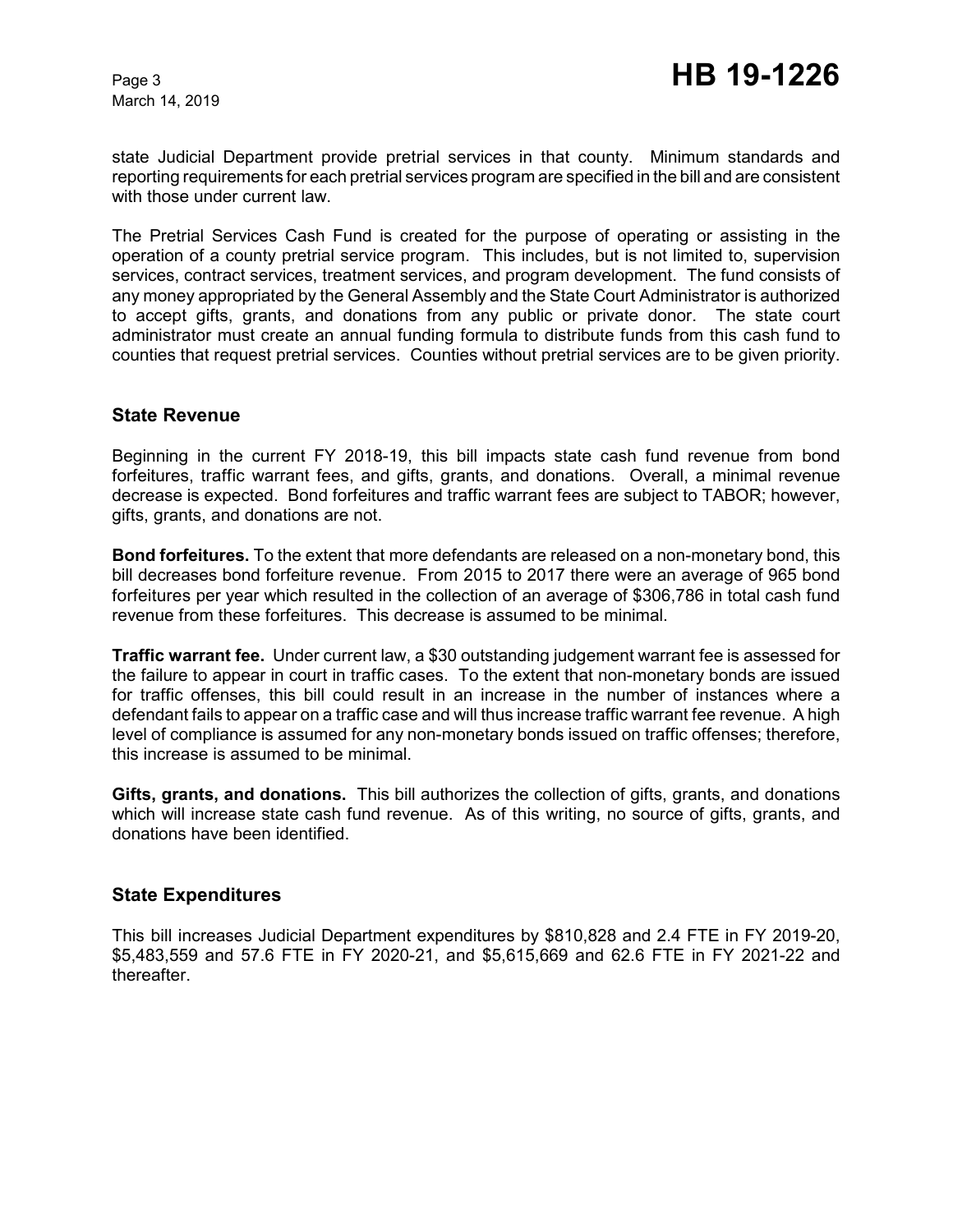state Judicial Department provide pretrial services in that county. Minimum standards and reporting requirements for each pretrial services program are specified in the bill and are consistent with those under current law.

The Pretrial Services Cash Fund is created for the purpose of operating or assisting in the operation of a county pretrial service program. This includes, but is not limited to, supervision services, contract services, treatment services, and program development. The fund consists of any money appropriated by the General Assembly and the State Court Administrator is authorized to accept gifts, grants, and donations from any public or private donor. The state court administrator must create an annual funding formula to distribute funds from this cash fund to counties that request pretrial services. Counties without pretrial services are to be given priority.

## State Revenue

Beginning in the current FY 2018-19, this bill impacts state cash fund revenue from bond forfeitures, traffic warrant fees, and gifts, grants, and donations. Overall, a minimal revenue decrease is expected. Bond forfeitures and traffic warrant fees are subject to TABOR; however, gifts, grants, and donations are not.

**Bond forfeitures.** To the extent that more defendants are released on a non-monetary bond, this bill decreases bond forfeiture revenue. From 2015 to 2017 there were an average of 965 bond forfeitures per year which resulted in the collection of an average of $306,786 in total cash fund revenue from these forfeitures. This decrease is assumed to be minimal.

**Traffic warrant fee.** Under current law, a $30 outstanding judgement warrant fee is assessed for the failure to appear in court in traffic cases. To the extent that non-monetary bonds are issued for traffic offenses, this bill could result in an increase in the number of instances where a defendant fails to appear on a traffic case and will thus increase traffic warrant fee revenue. A high level of compliance is assumed for any non-monetary bonds issued on traffic offenses; therefore, this increase is assumed to be minimal.

**Gifts, grants, and donations.** This bill authorizes the collection of gifts, grants, and donations which will increase state cash fund revenue. As of this writing, no source of gifts, grants, and donations have been identified.

## State Expenditures

This bill increases Judicial Department expenditures by $810,828 and 2.4 FTE in FY 2019-20, $5,483,559 and 57.6 FTE in FY 2020-21, and $5,615,669 and 62.6 FTE in FY 2021-22 and thereafter.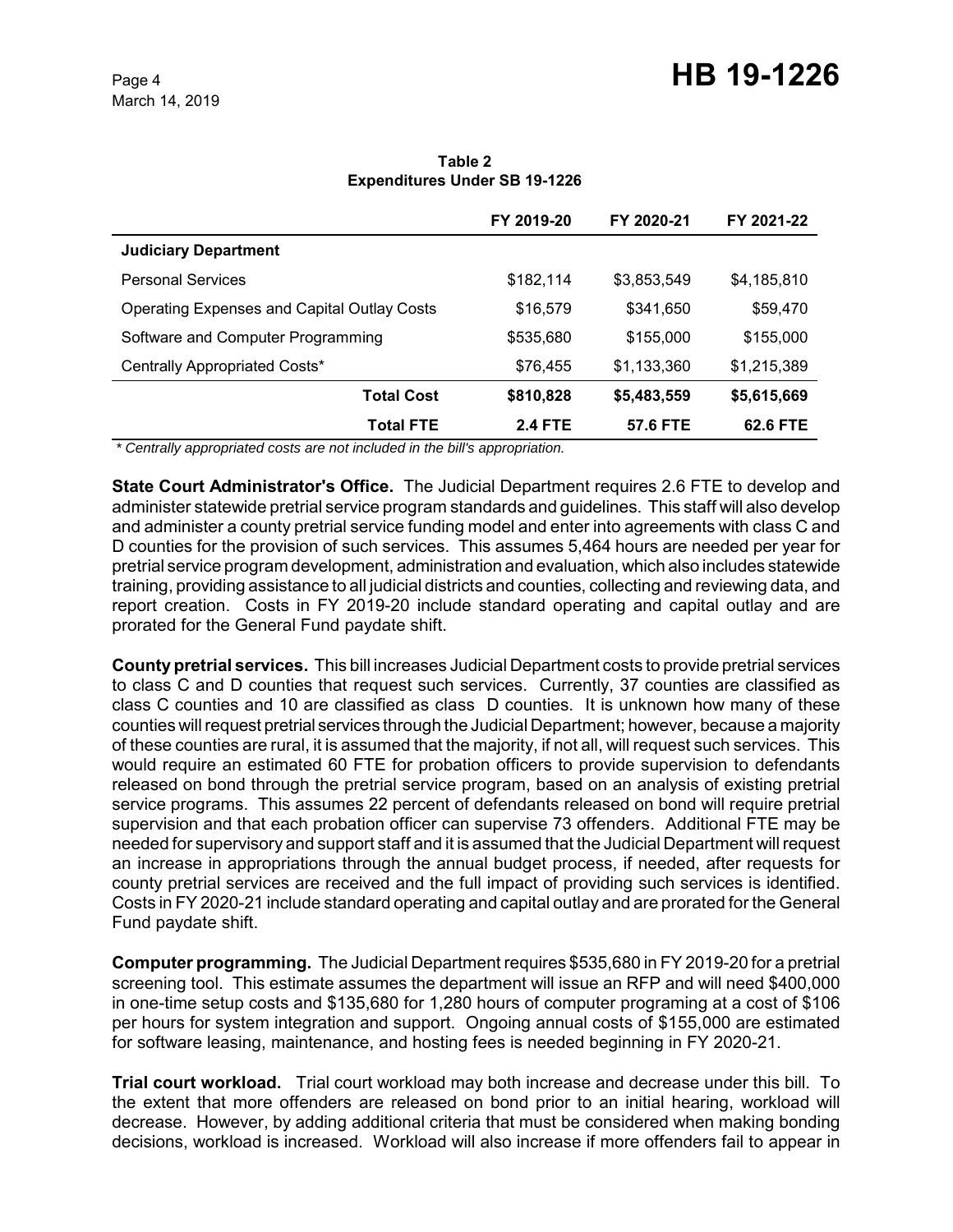**Table 2**
**Expenditures Under SB 19-1226**

| | FY 2019-20 | FY 2020-21 | FY 2021-22 |
|---|---|---|---|
| **Judiciary Department** | | | |
| Personal Services | $182,114 | $3,853,549 | $4,185,810 |
| Operating Expenses and Capital Outlay Costs | $16,579 | $341,650 | $59,470 |
| Software and Computer Programming | $535,680 | $155,000 | $155,000 |
| Centrally Appropriated Costs* | $76,455 | $1,133,360 | $1,215,389 |
| **Total Cost** | **$810,828** | **$5,483,559** | **$5,615,669** |
| **Total FTE** | **2.4 FTE** | **57.6 FTE** | **62.6 FTE** |

*\* Centrally appropriated costs are not included in the bill's appropriation.*

**State Court Administrator's Office.** The Judicial Department requires 2.6 FTE to develop and administer statewide pretrial service program standards and guidelines. This staff will also develop and administer a county pretrial service funding model and enter into agreements with class C and D counties for the provision of such services. This assumes 5,464 hours are needed per year for pretrial service program development, administration and evaluation, which also includes statewide training, providing assistance to all judicial districts and counties, collecting and reviewing data, and report creation. Costs in FY 2019-20 include standard operating and capital outlay and are prorated for the General Fund paydate shift.

**County pretrial services.** This bill increases Judicial Department costs to provide pretrial services to class C and D counties that request such services. Currently, 37 counties are classified as class C counties and 10 are classified as class D counties. It is unknown how many of these counties will request pretrial services through the Judicial Department; however, because a majority of these counties are rural, it is assumed that the majority, if not all, will request such services. This would require an estimated 60 FTE for probation officers to provide supervision to defendants released on bond through the pretrial service program, based on an analysis of existing pretrial service programs. This assumes 22 percent of defendants released on bond will require pretrial supervision and that each probation officer can supervise 73 offenders. Additional FTE may be needed for supervisory and support staff and it is assumed that the Judicial Department will request an increase in appropriations through the annual budget process, if needed, after requests for county pretrial services are received and the full impact of providing such services is identified. Costs in FY 2020-21 include standard operating and capital outlay and are prorated for the General Fund paydate shift.

**Computer programming.** The Judicial Department requires $535,680 in FY 2019-20 for a pretrial screening tool. This estimate assumes the department will issue an RFP and will need $400,000 in one-time setup costs and $135,680 for 1,280 hours of computer programing at a cost of $106 per hours for system integration and support. Ongoing annual costs of $155,000 are estimated for software leasing, maintenance, and hosting fees is needed beginning in FY 2020-21.

**Trial court workload.** Trial court workload may both increase and decrease under this bill. To the extent that more offenders are released on bond prior to an initial hearing, workload will decrease. However, by adding additional criteria that must be considered when making bonding decisions, workload is increased. Workload will also increase if more offenders fail to appear in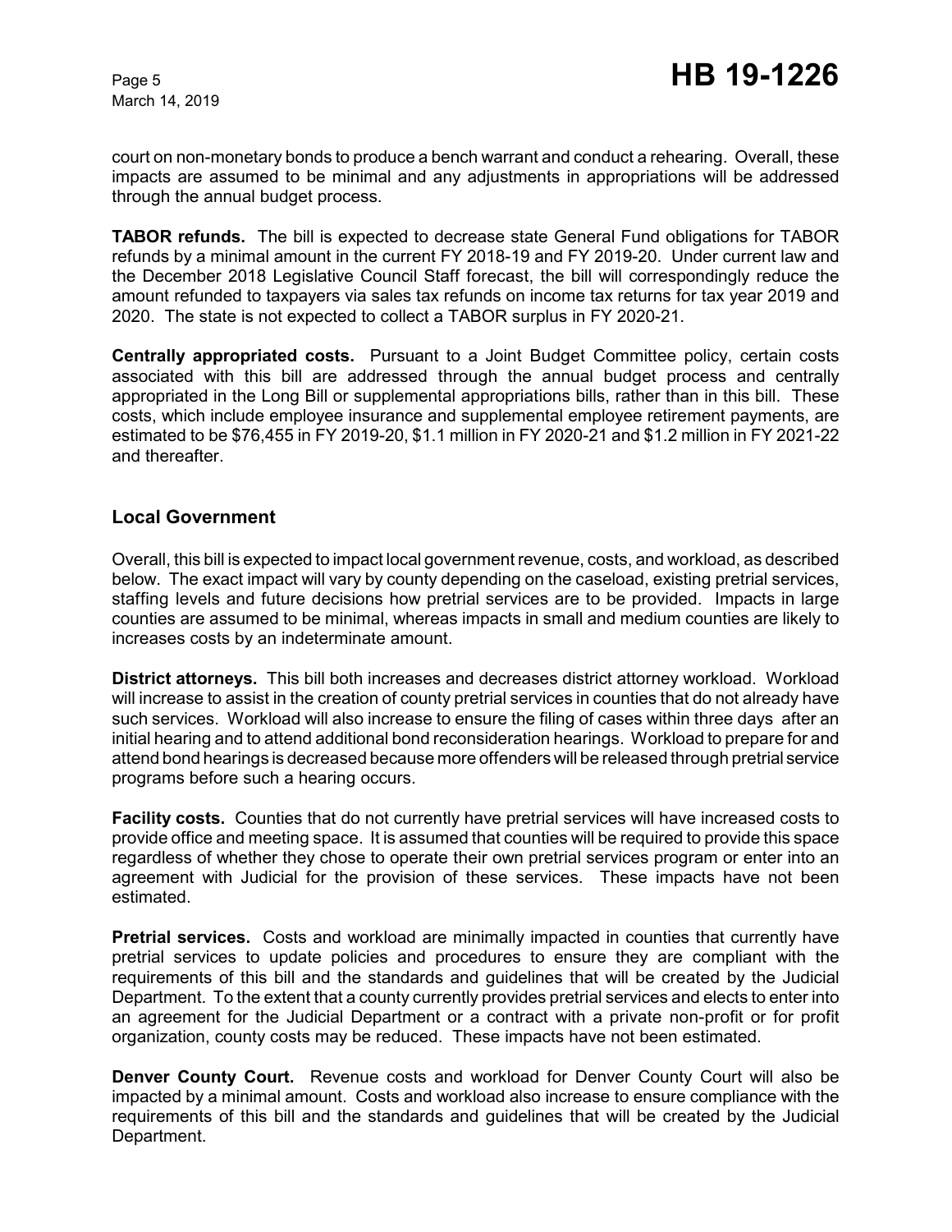court on non-monetary bonds to produce a bench warrant and conduct a rehearing. Overall, these impacts are assumed to be minimal and any adjustments in appropriations will be addressed through the annual budget process.

**TABOR refunds.** The bill is expected to decrease state General Fund obligations for TABOR refunds by a minimal amount in the current FY 2018-19 and FY 2019-20. Under current law and the December 2018 Legislative Council Staff forecast, the bill will correspondingly reduce the amount refunded to taxpayers via sales tax refunds on income tax returns for tax year 2019 and 2020. The state is not expected to collect a TABOR surplus in FY 2020-21.

**Centrally appropriated costs.** Pursuant to a Joint Budget Committee policy, certain costs associated with this bill are addressed through the annual budget process and centrally appropriated in the Long Bill or supplemental appropriations bills, rather than in this bill. These costs, which include employee insurance and supplemental employee retirement payments, are estimated to be $76,455 in FY 2019-20, $1.1 million in FY 2020-21 and $1.2 million in FY 2021-22 and thereafter.

## Local Government

Overall, this bill is expected to impact local government revenue, costs, and workload, as described below. The exact impact will vary by county depending on the caseload, existing pretrial services, staffing levels and future decisions how pretrial services are to be provided. Impacts in large counties are assumed to be minimal, whereas impacts in small and medium counties are likely to increases costs by an indeterminate amount.

**District attorneys.** This bill both increases and decreases district attorney workload. Workload will increase to assist in the creation of county pretrial services in counties that do not already have such services. Workload will also increase to ensure the filing of cases within three days after an initial hearing and to attend additional bond reconsideration hearings. Workload to prepare for and attend bond hearings is decreased because more offenders will be released through pretrial service programs before such a hearing occurs.

**Facility costs.** Counties that do not currently have pretrial services will have increased costs to provide office and meeting space. It is assumed that counties will be required to provide this space regardless of whether they chose to operate their own pretrial services program or enter into an agreement with Judicial for the provision of these services. These impacts have not been estimated.

**Pretrial services.** Costs and workload are minimally impacted in counties that currently have pretrial services to update policies and procedures to ensure they are compliant with the requirements of this bill and the standards and guidelines that will be created by the Judicial Department. To the extent that a county currently provides pretrial services and elects to enter into an agreement for the Judicial Department or a contract with a private non-profit or for profit organization, county costs may be reduced. These impacts have not been estimated.

**Denver County Court.** Revenue costs and workload for Denver County Court will also be impacted by a minimal amount. Costs and workload also increase to ensure compliance with the requirements of this bill and the standards and guidelines that will be created by the Judicial Department.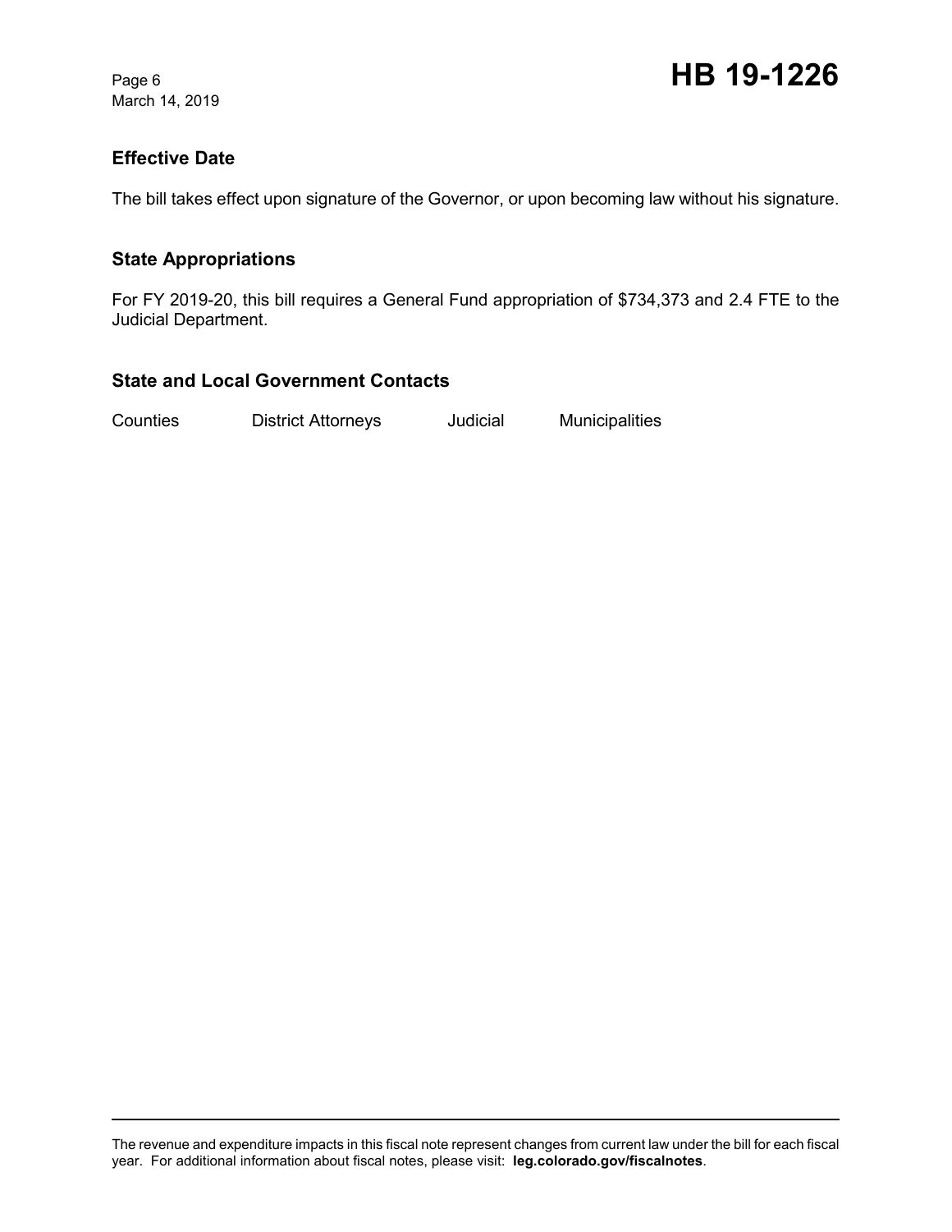## Effective Date

The bill takes effect upon signature of the Governor, or upon becoming law without his signature.

## State Appropriations

For FY 2019-20, this bill requires a General Fund appropriation of $734,373 and 2.4 FTE to the Judicial Department.

## State and Local Government Contacts

Counties      District Attorneys      Judicial      Municipalities

The revenue and expenditure impacts in this fiscal note represent changes from current law under the bill for each fiscal year. For additional information about fiscal notes, please visit: **leg.colorado.gov/fiscalnotes**.